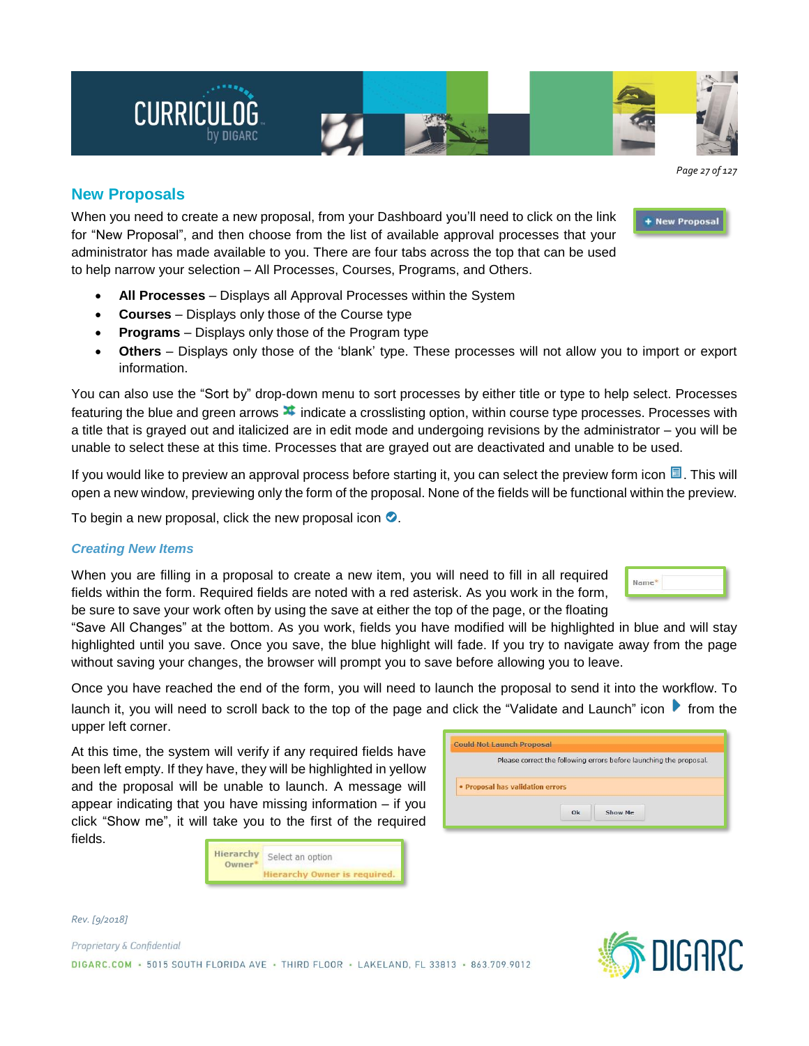## New Proposals

When you need to create a new proposal, from your Dashboard you'll need to click on the link for "New Proposal", and then choose from the list of available approval processes that your administrator has made available to you. There are four tabs across the top that can be used to help narrow your selection – All Processes, Courses, Programs, and Others.

- **All Processes** – Displays all Approval Processes within the System
- **Courses** – Displays only those of the Course type
- **Programs** – Displays only those of the Program type
- **Others** – Displays only those of the 'blank' type. These processes will not allow you to import or export information.

You can also use the "Sort by" drop-down menu to sort processes by either title or type to help select. Processes featuring the blue and green arrows indicate a crosslisting option, within course type processes. Processes with a title that is grayed out and italicized are in edit mode and undergoing revisions by the administrator – you will be unable to select these at this time. Processes that are grayed out are deactivated and unable to be used.

If you would like to preview an approval process before starting it, you can select the preview form icon. This will open a new window, previewing only the form of the proposal. None of the fields will be functional within the preview.

To begin a new proposal, click the new proposal icon.

### *Creating New Items*

When you are filling in a proposal to create a new item, you will need to fill in all required fields within the form. Required fields are noted with a red asterisk. As you work in the form, be sure to save your work often by using the save at either the top of the page, or the floating "Save All Changes" at the bottom. As you work, fields you have modified will be highlighted in blue and will stay highlighted until you save. Once you save, the blue highlight will fade. If you try to navigate away from the page without saving your changes, the browser will prompt you to save before allowing you to leave.

Once you have reached the end of the form, you will need to launch the proposal to send it into the workflow. To launch it, you will need to scroll back to the top of the page and click the "Validate and Launch" icon from the upper left corner.

At this time, the system will verify if any required fields have been left empty. If they have, they will be highlighted in yellow and the proposal will be unable to launch. A message will appear indicating that you have missing information – if you click "Show me", it will take you to the first of the required fields.

Rev. [9/2018]

*Proprietary & Confidential*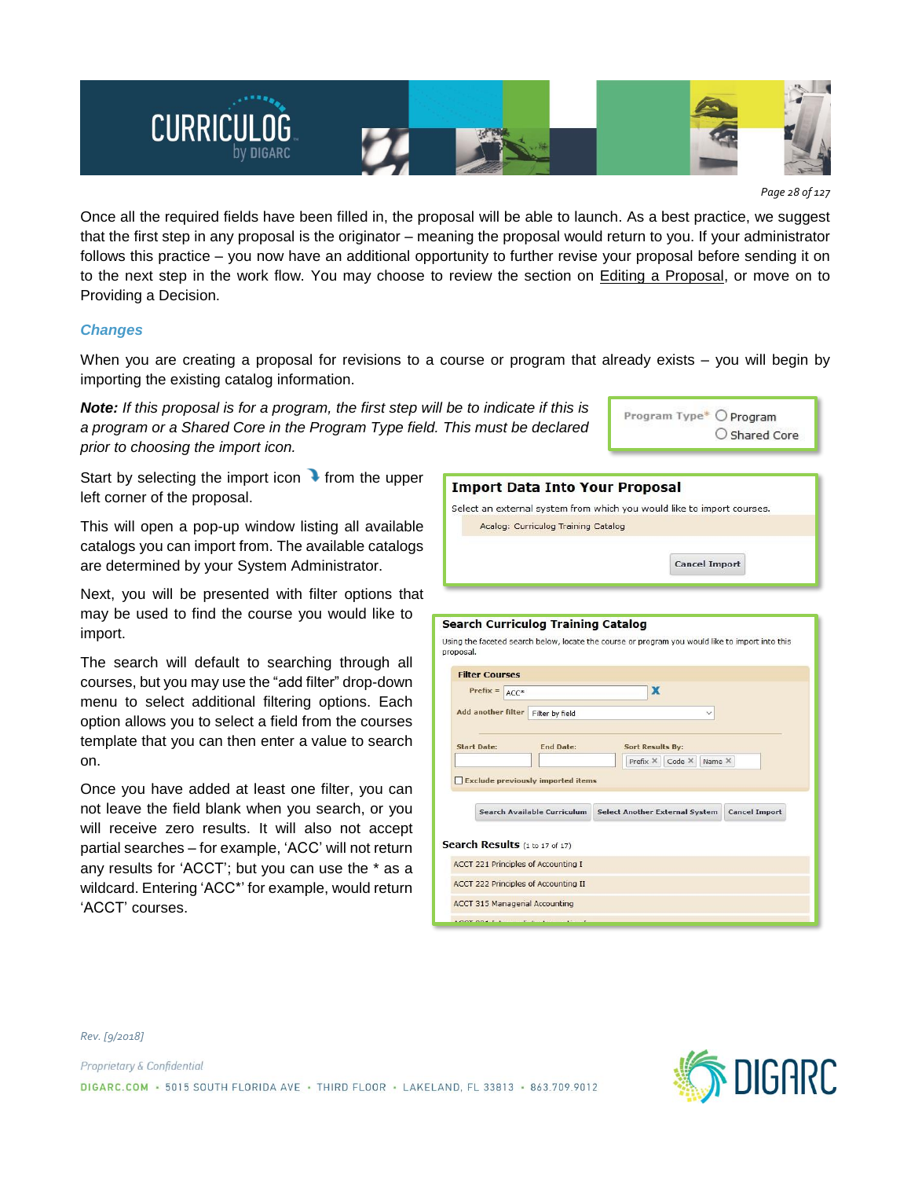Once all the required fields have been filled in, the proposal will be able to launch. As a best practice, we suggest that the first step in any proposal is the originator – meaning the proposal would return to you. If your administrator follows this practice – you now have an additional opportunity to further revise your proposal before sending it on to the next step in the work flow. You may choose to review the section on Editing a Proposal, or move on to Providing a Decision.

### *Changes*

When you are creating a proposal for revisions to a course or program that already exists – you will begin by importing the existing catalog information.

***Note:*** *If this proposal is for a program, the first step will be to indicate if this is a program or a Shared Core in the Program Type field. This must be declared prior to choosing the import icon.*

Start by selecting the import icon from the upper left corner of the proposal.

This will open a pop-up window listing all available catalogs you can import from. The available catalogs are determined by your System Administrator.

Next, you will be presented with filter options that may be used to find the course you would like to import.

The search will default to searching through all courses, but you may use the "add filter" drop-down menu to select additional filtering options. Each option allows you to select a field from the courses template that you can then enter a value to search on.

Once you have added at least one filter, you can not leave the field blank when you search, or you will receive zero results. It will also not accept partial searches – for example, 'ACC' will not return any results for 'ACCT'; but you can use the * as a wildcard. Entering 'ACC*' for example, would return 'ACCT' courses.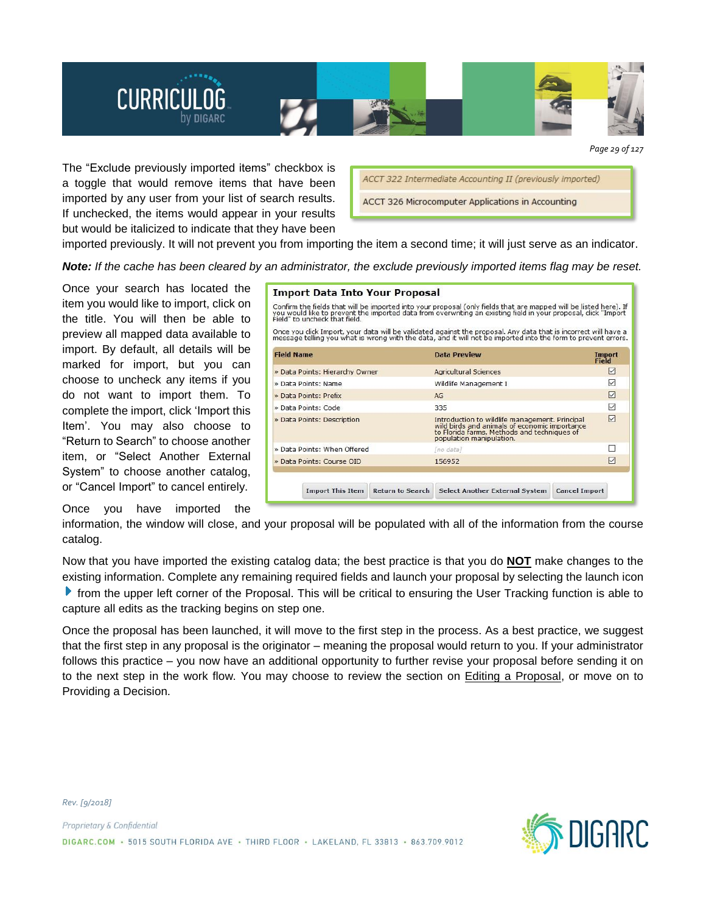The “Exclude previously imported items” checkbox is a toggle that would remove items that have been imported by any user from your list of search results. If unchecked, the items would appear in your results but would be italicized to indicate that they have been imported previously. It will not prevent you from importing the item a second time; it will just serve as an indicator.

*ACCT 322 Intermediate Accounting II (previously imported)*

ACCT 326 Microcomputer Applications in Accounting

***Note:*** *If the cache has been cleared by an administrator, the exclude previously imported items flag may be reset.*

Once your search has located the item you would like to import, click on the title. You will then be able to preview all mapped data available to import. By default, all details will be marked for import, but you can choose to uncheck any items if you do not want to import them. To complete the import, click ‘Import this Item’. You may also choose to “Return to Search” to choose another item, or “Select Another External System” to choose another catalog, or “Cancel Import” to cancel entirely.

**Import Data Into Your Proposal**

Confirm the fields that will be imported into your proposal (only fields that are mapped will be listed here). If you would like to prevent the imported data from overwriting an existing field in your proposal, click "Import Field" to uncheck that field.

Once you click Import, your data will be validated against the proposal. Any data that is incorrect will have a message telling you what is wrong with the data, and it will not be imported into the form to prevent errors.

| Field Name | Data Preview | Import Field |
| --- | --- | --- |
| » Data Points: Hierarchy Owner | Agricultural Sciences | ☑ |
| » Data Points: Name | Wildlife Management I | ☑ |
| » Data Points: Prefix | AG | ☑ |
| » Data Points: Code | 335 | ☑ |
| » Data Points: Description | Introduction to wildlife management. Principal wild birds and animals of economic importance to Florida farms. Methods and techniques of population manipulation. | ☑ |
| » Data Points: When Offered | [no data] | ☐ |
| » Data Points: Course OID | 156952 | ☑ |

Import This Item | Return to Search | Select Another External System | Cancel Import

Once you have imported the information, the window will close, and your proposal will be populated with all of the information from the course catalog.

Now that you have imported the existing catalog data; the best practice is that you do **NOT** make changes to the existing information. Complete any remaining required fields and launch your proposal by selecting the launch icon ▶ from the upper left corner of the Proposal. This will be critical to ensuring the User Tracking function is able to capture all edits as the tracking begins on step one.

Once the proposal has been launched, it will move to the first step in the process. As a best practice, we suggest that the first step in any proposal is the originator – meaning the proposal would return to you. If your administrator follows this practice – you now have an additional opportunity to further revise your proposal before sending it on to the next step in the work flow. You may choose to review the section on Editing a Proposal, or move on to Providing a Decision.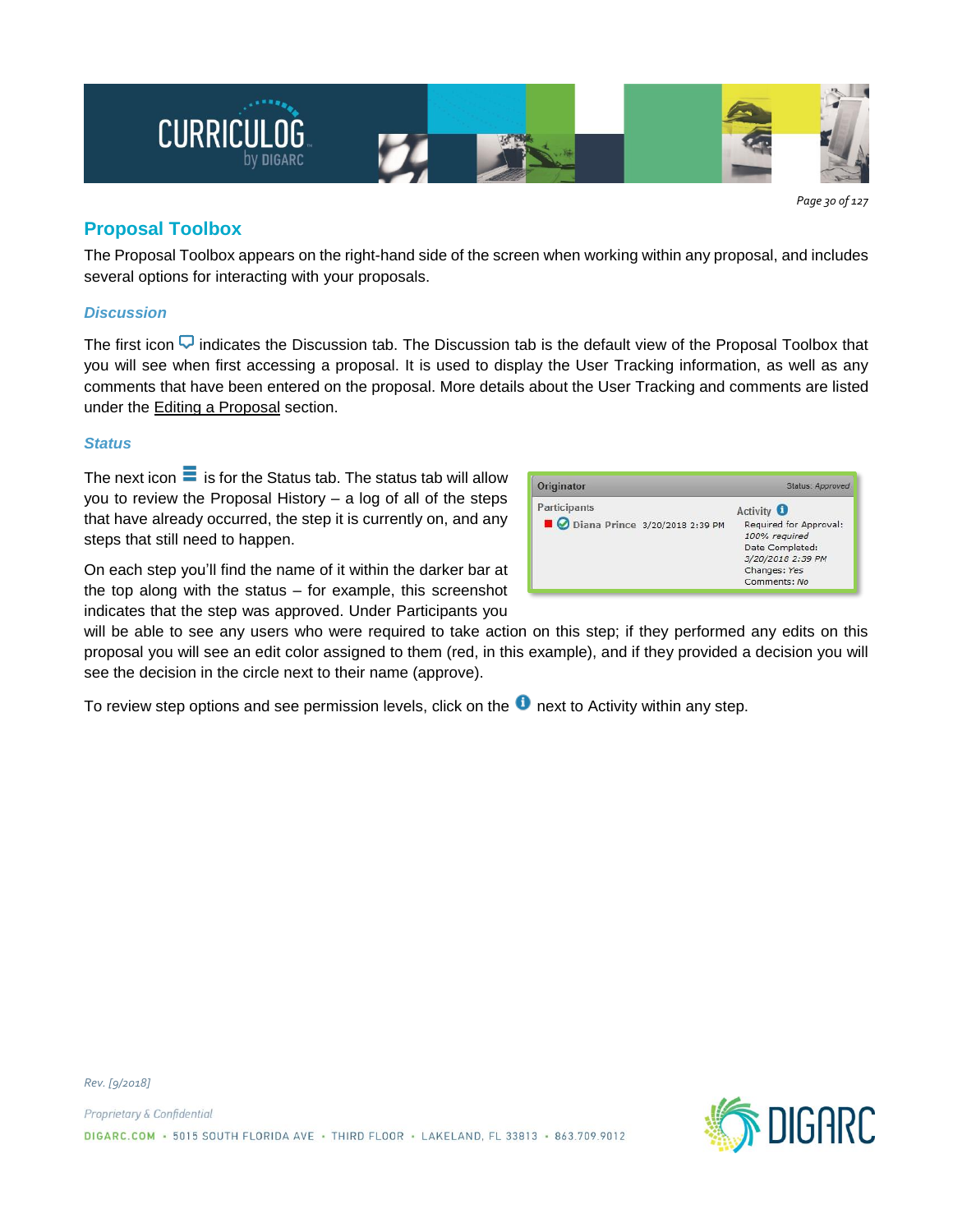## Proposal Toolbox

The Proposal Toolbox appears on the right-hand side of the screen when working within any proposal, and includes several options for interacting with your proposals.

### *Discussion*

The first icon indicates the Discussion tab. The Discussion tab is the default view of the Proposal Toolbox that you will see when first accessing a proposal. It is used to display the User Tracking information, as well as any comments that have been entered on the proposal. More details about the User Tracking and comments are listed under the Editing a Proposal section.

### *Status*

The next icon is for the Status tab. The status tab will allow you to review the Proposal History – a log of all of the steps that have already occurred, the step it is currently on, and any steps that still need to happen.

On each step you'll find the name of it within the darker bar at the top along with the status – for example, this screenshot indicates that the step was approved. Under Participants you will be able to see any users who were required to take action on this step; if they performed any edits on this proposal you will see an edit color assigned to them (red, in this example), and if they provided a decision you will see the decision in the circle next to their name (approve).

To review step options and see permission levels, click on the next to Activity within any step.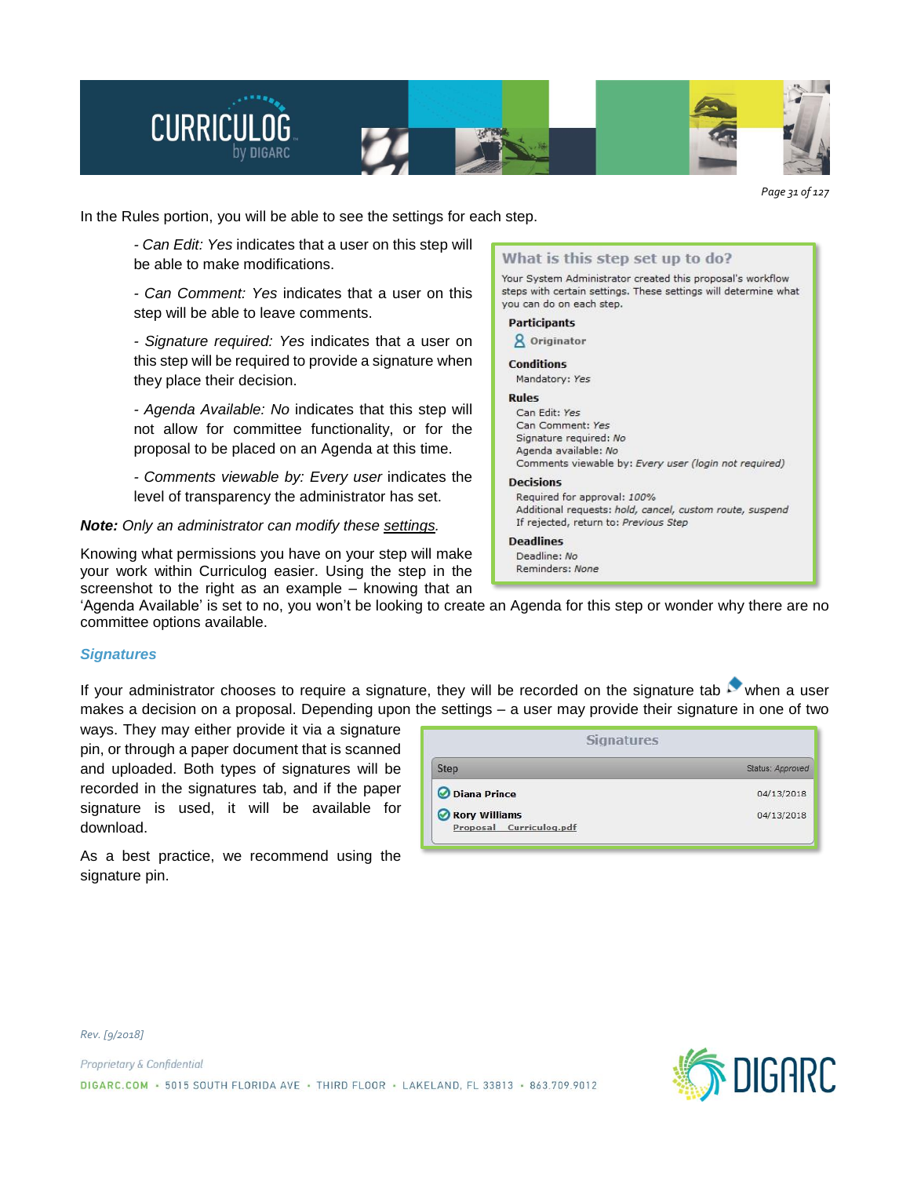In the Rules portion, you will be able to see the settings for each step.

- *Can Edit: Yes* indicates that a user on this step will be able to make modifications.

- *Can Comment: Yes* indicates that a user on this step will be able to leave comments.

- *Signature required: Yes* indicates that a user on this step will be required to provide a signature when they place their decision.

- *Agenda Available: No* indicates that this step will not allow for committee functionality, or for the proposal to be placed on an Agenda at this time.

- *Comments viewable by: Every user* indicates the level of transparency the administrator has set.

***Note:*** *Only an administrator can modify these settings.*

Knowing what permissions you have on your step will make your work within Curriculog easier. Using the step in the screenshot to the right as an example – knowing that an 'Agenda Available' is set to no, you won't be looking to create an Agenda for this step or wonder why there are no committee options available.

**What is this step set up to do?**

Your System Administrator created this proposal's workflow steps with certain settings. These settings will determine what you can do on each step.

**Participants**
Originator

**Conditions**
Mandatory: *Yes*

**Rules**
Can Edit: *Yes*
Can Comment: *Yes*
Signature required: *No*
Agenda available: *No*
Comments viewable by: *Every user (login not required)*

**Decisions**
Required for approval: *100%*
Additional requests: *hold, cancel, custom route, suspend*
If rejected, return to: *Previous Step*

**Deadlines**
Deadline: *No*
Reminders: *None*

### *Signatures*

If your administrator chooses to require a signature, they will be recorded on the signature tab when a user makes a decision on a proposal. Depending upon the settings – a user may provide their signature in one of two ways. They may either provide it via a signature pin, or through a paper document that is scanned and uploaded. Both types of signatures will be recorded in the signatures tab, and if the paper signature is used, it will be available for download.

As a best practice, we recommend using the signature pin.

**Signatures**

| Step | Status: *Approved* |
|---|---|
| Diana Prince | 04/13/2018 |
| Rory Williams<br>Proposal_Curriculog.pdf | 04/13/2018 |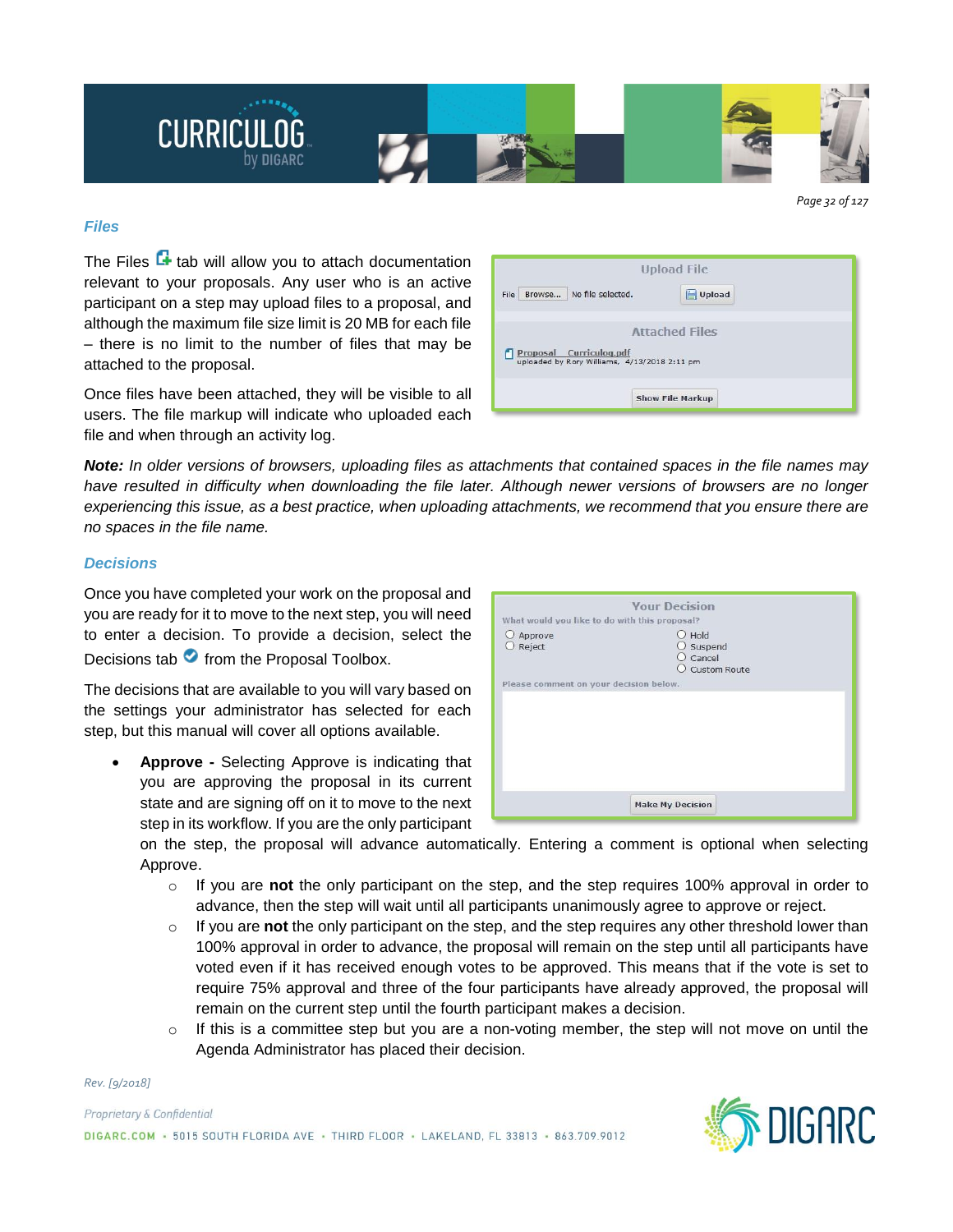### Files

The Files tab will allow you to attach documentation relevant to your proposals. Any user who is an active participant on a step may upload files to a proposal, and although the maximum file size limit is 20 MB for each file – there is no limit to the number of files that may be attached to the proposal.

Once files have been attached, they will be visible to all users. The file markup will indicate who uploaded each file and when through an activity log.

***Note:*** *In older versions of browsers, uploading files as attachments that contained spaces in the file names may have resulted in difficulty when downloading the file later. Although newer versions of browsers are no longer experiencing this issue, as a best practice, when uploading attachments, we recommend that you ensure there are no spaces in the file name.*

### Decisions

Once you have completed your work on the proposal and you are ready for it to move to the next step, you will need to enter a decision. To provide a decision, select the Decisions tab from the Proposal Toolbox.

The decisions that are available to you will vary based on the settings your administrator has selected for each step, but this manual will cover all options available.

- **Approve -** Selecting Approve is indicating that you are approving the proposal in its current state and are signing off on it to move to the next step in its workflow. If you are the only participant on the step, the proposal will advance automatically. Entering a comment is optional when selecting Approve.
  - If you are **not** the only participant on the step, and the step requires 100% approval in order to advance, then the step will wait until all participants unanimously agree to approve or reject.
  - If you are **not** the only participant on the step, and the step requires any other threshold lower than 100% approval in order to advance, the proposal will remain on the step until all participants have voted even if it has received enough votes to be approved. This means that if the vote is set to require 75% approval and three of the four participants have already approved, the proposal will remain on the current step until the fourth participant makes a decision.
  - If this is a committee step but you are a non-voting member, the step will not move on until the Agenda Administrator has placed their decision.

Rev. [9/2018]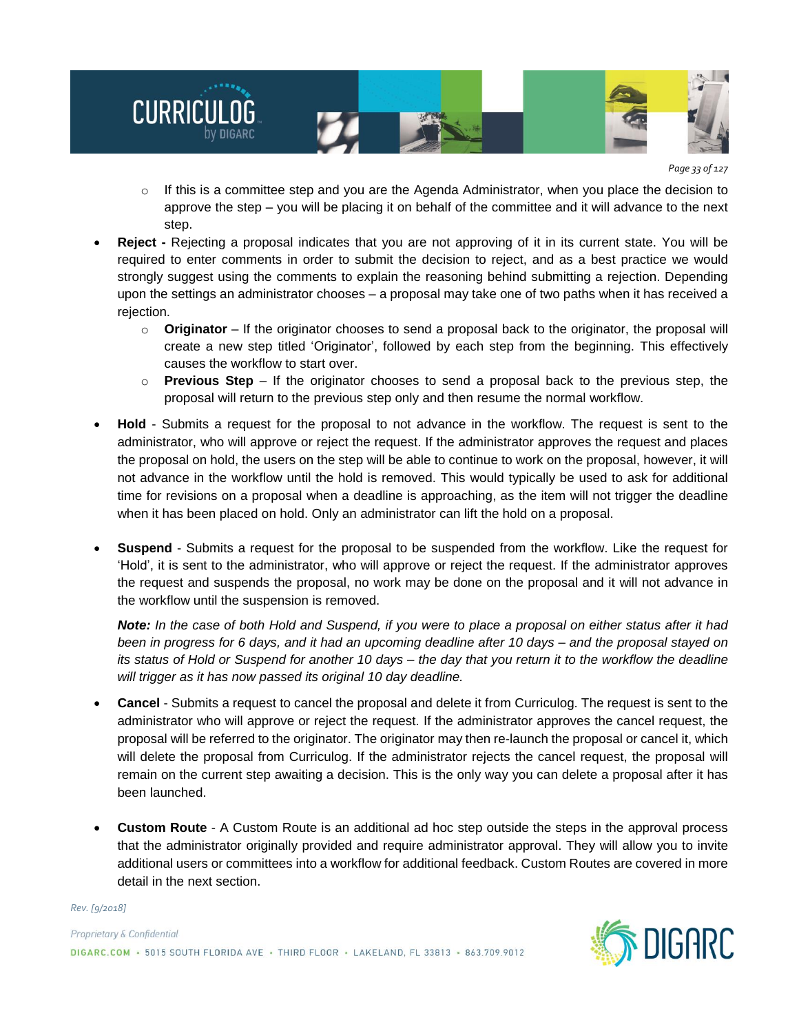- If this is a committee step and you are the Agenda Administrator, when you place the decision to approve the step – you will be placing it on behalf of the committee and it will advance to the next step.

- **Reject -** Rejecting a proposal indicates that you are not approving of it in its current state. You will be required to enter comments in order to submit the decision to reject, and as a best practice we would strongly suggest using the comments to explain the reasoning behind submitting a rejection. Depending upon the settings an administrator chooses – a proposal may take one of two paths when it has received a rejection.
  - **Originator** – If the originator chooses to send a proposal back to the originator, the proposal will create a new step titled 'Originator', followed by each step from the beginning. This effectively causes the workflow to start over.
  - **Previous Step** – If the originator chooses to send a proposal back to the previous step, the proposal will return to the previous step only and then resume the normal workflow.

- **Hold** - Submits a request for the proposal to not advance in the workflow. The request is sent to the administrator, who will approve or reject the request. If the administrator approves the request and places the proposal on hold, the users on the step will be able to continue to work on the proposal, however, it will not advance in the workflow until the hold is removed. This would typically be used to ask for additional time for revisions on a proposal when a deadline is approaching, as the item will not trigger the deadline when it has been placed on hold. Only an administrator can lift the hold on a proposal.

- **Suspend** - Submits a request for the proposal to be suspended from the workflow. Like the request for 'Hold', it is sent to the administrator, who will approve or reject the request. If the administrator approves the request and suspends the proposal, no work may be done on the proposal and it will not advance in the workflow until the suspension is removed.

  ***Note:*** *In the case of both Hold and Suspend, if you were to place a proposal on either status after it had been in progress for 6 days, and it had an upcoming deadline after 10 days – and the proposal stayed on its status of Hold or Suspend for another 10 days – the day that you return it to the workflow the deadline will trigger as it has now passed its original 10 day deadline.*

- **Cancel** - Submits a request to cancel the proposal and delete it from Curriculog. The request is sent to the administrator who will approve or reject the request. If the administrator approves the cancel request, the proposal will be referred to the originator. The originator may then re-launch the proposal or cancel it, which will delete the proposal from Curriculog. If the administrator rejects the cancel request, the proposal will remain on the current step awaiting a decision. This is the only way you can delete a proposal after it has been launched.

- **Custom Route** - A Custom Route is an additional ad hoc step outside the steps in the approval process that the administrator originally provided and require administrator approval. They will allow you to invite additional users or committees into a workflow for additional feedback. Custom Routes are covered in more detail in the next section.